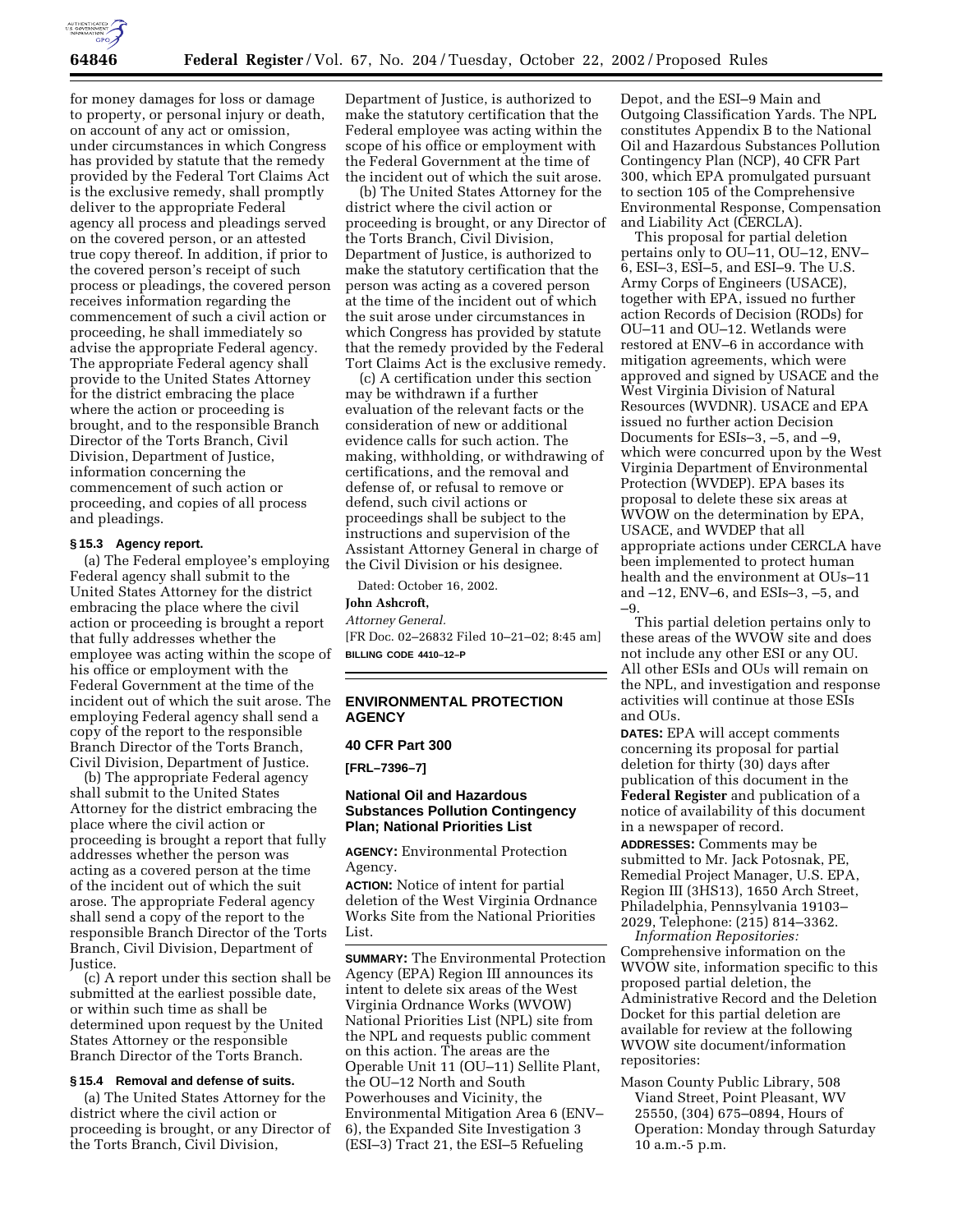for money damages for loss or damage to property, or personal injury or death, on account of any act or omission, under circumstances in which Congress has provided by statute that the remedy provided by the Federal Tort Claims Act is the exclusive remedy, shall promptly deliver to the appropriate Federal agency all process and pleadings served on the covered person, or an attested true copy thereof. In addition, if prior to the covered person's receipt of such process or pleadings, the covered person receives information regarding the commencement of such a civil action or proceeding, he shall immediately so advise the appropriate Federal agency. The appropriate Federal agency shall provide to the United States Attorney for the district embracing the place where the action or proceeding is brought, and to the responsible Branch Director of the Torts Branch, Civil Division, Department of Justice, information concerning the commencement of such action or proceeding, and copies of all process and pleadings.

### § 15.3 Agency report.

(a) The Federal employee's employing Federal agency shall submit to the United States Attorney for the district embracing the place where the civil action or proceeding is brought a report that fully addresses whether the employee was acting within the scope of his office or employment with the Federal Government at the time of the incident out of which the suit arose. The employing Federal agency shall send a copy of the report to the responsible Branch Director of the Torts Branch, Civil Division, Department of Justice.

(b) The appropriate Federal agency shall submit to the United States Attorney for the district embracing the place where the civil action or proceeding is brought a report that fully addresses whether the person was acting as a covered person at the time of the incident out of which the suit arose. The appropriate Federal agency shall send a copy of the report to the responsible Branch Director of the Torts Branch, Civil Division, Department of Justice.

(c) A report under this section shall be submitted at the earliest possible date, or within such time as shall be determined upon request by the United States Attorney or the responsible Branch Director of the Torts Branch.

### § 15.4 Removal and defense of suits.

(a) The United States Attorney for the district where the civil action or proceeding is brought, or any Director of the Torts Branch, Civil Division, Department of Justice, is authorized to make the statutory certification that the Federal employee was acting within the scope of his office or employment with the Federal Government at the time of the incident out of which the suit arose.

(b) The United States Attorney for the district where the civil action or proceeding is brought, or any Director of the Torts Branch, Civil Division, Department of Justice, is authorized to make the statutory certification that the person was acting as a covered person at the time of the incident out of which the suit arose under circumstances in which Congress has provided by statute that the remedy provided by the Federal Tort Claims Act is the exclusive remedy.

(c) A certification under this section may be withdrawn if a further evaluation of the relevant facts or the consideration of new or additional evidence calls for such action. The making, withholding, or withdrawing of certifications, and the removal and defense of, or refusal to remove or defend, such civil actions or proceedings shall be subject to the instructions and supervision of the Assistant Attorney General in charge of the Civil Division or his designee.

Dated: October 16, 2002.

**John Ashcroft,**

*Attorney General.*

[FR Doc. 02–26832 Filed 10–21–02; 8:45 am]

**BILLING CODE 4410–12–P**

---

## ENVIRONMENTAL PROTECTION AGENCY

### 40 CFR Part 300

**[FRL–7396–7]**

### National Oil and Hazardous Substances Pollution Contingency Plan; National Priorities List

**AGENCY:** Environmental Protection Agency.

**ACTION:** Notice of intent for partial deletion of the West Virginia Ordnance Works Site from the National Priorities List.

**SUMMARY:** The Environmental Protection Agency (EPA) Region III announces its intent to delete six areas of the West Virginia Ordnance Works (WVOW) National Priorities List (NPL) site from the NPL and requests public comment on this action. The areas are the Operable Unit 11 (OU–11) Sellite Plant, the OU–12 North and South Powerhouses and Vicinity, the Environmental Mitigation Area 6 (ENV–6), the Expanded Site Investigation 3 (ESI–3) Tract 21, the ESI–5 Refueling Depot, and the ESI–9 Main and Outgoing Classification Yards. The NPL constitutes Appendix B to the National Oil and Hazardous Substances Pollution Contingency Plan (NCP), 40 CFR Part 300, which EPA promulgated pursuant to section 105 of the Comprehensive Environmental Response, Compensation and Liability Act (CERCLA).

This proposal for partial deletion pertains only to OU–11, OU–12, ENV–6, ESI–3, ESI–5, and ESI–9. The U.S. Army Corps of Engineers (USACE), together with EPA, issued no further action Records of Decision (RODs) for OU–11 and OU–12. Wetlands were restored at ENV–6 in accordance with mitigation agreements, which were approved and signed by USACE and the West Virginia Division of Natural Resources (WVDNR). USACE and EPA issued no further action Decision Documents for ESIs–3, –5, and –9, which were concurred upon by the West Virginia Department of Environmental Protection (WVDEP). EPA bases its proposal to delete these six areas at WVOW on the determination by EPA, USACE, and WVDEP that all appropriate actions under CERCLA have been implemented to protect human health and the environment at OUs–11 and –12, ENV–6, and ESIs–3, –5, and –9.

This partial deletion pertains only to these areas of the WVOW site and does not include any other ESI or any OU. All other ESIs and OUs will remain on the NPL, and investigation and response activities will continue at those ESIs and OUs.

**DATES:** EPA will accept comments concerning its proposal for partial deletion for thirty (30) days after publication of this document in the **Federal Register** and publication of a notice of availability of this document in a newspaper of record.

**ADDRESSES:** Comments may be submitted to Mr. Jack Potosnak, PE, Remedial Project Manager, U.S. EPA, Region III (3HS13), 1650 Arch Street, Philadelphia, Pennsylvania 19103–2029, Telephone: (215) 814–3362.

*Information Repositories:* Comprehensive information on the WVOW site, information specific to this proposed partial deletion, the Administrative Record and the Deletion Docket for this partial deletion are available for review at the following WVOW site document/information repositories:

Mason County Public Library, 508 Viand Street, Point Pleasant, WV 25550, (304) 675–0894, Hours of Operation: Monday through Saturday 10 a.m.-5 p.m.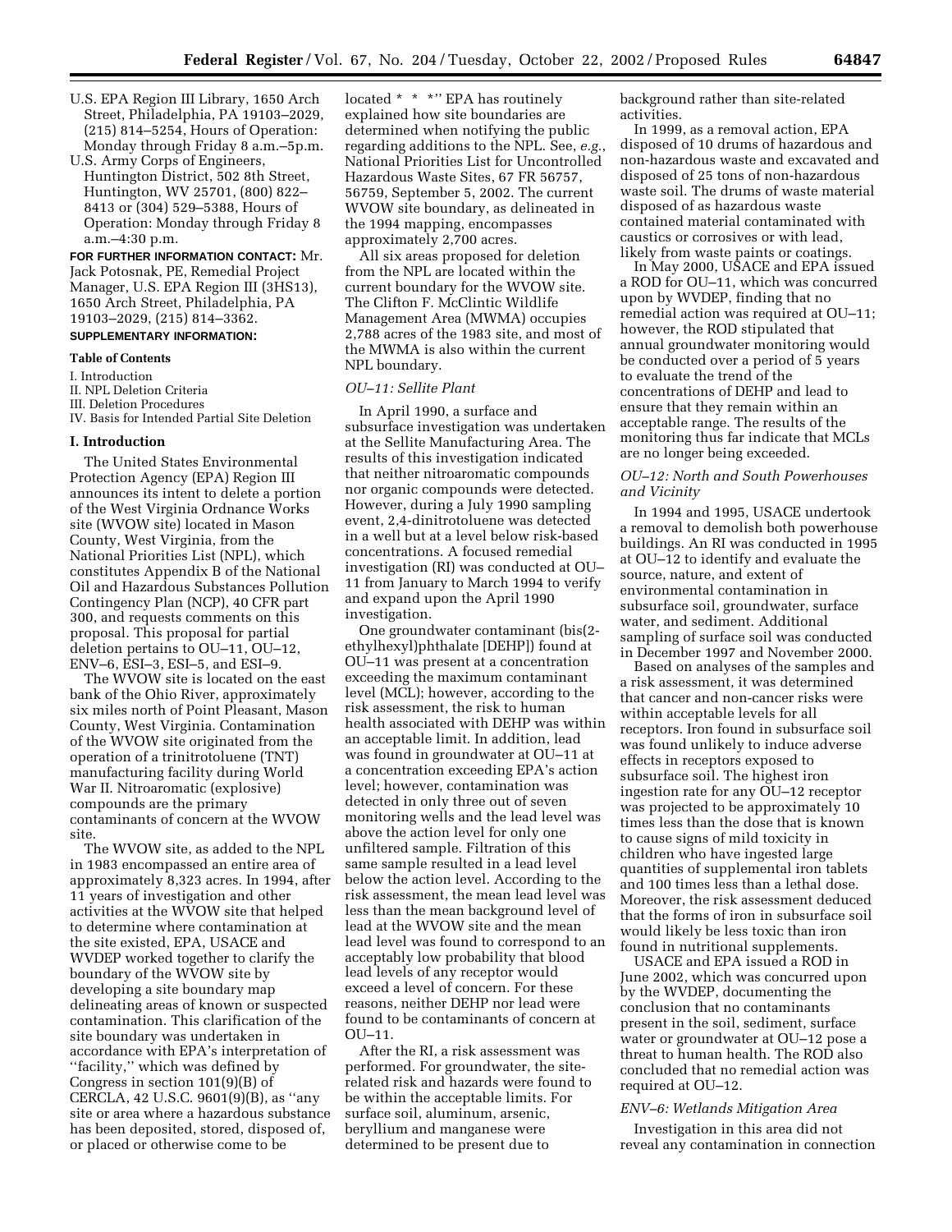- U.S. EPA Region III Library, 1650 Arch Street, Philadelphia, PA 19103–2029, (215) 814–5254, Hours of Operation: Monday through Friday 8 a.m.–5p.m.
- U.S. Army Corps of Engineers, Huntington District, 502 8th Street, Huntington, WV 25701, (800) 822–8413 or (304) 529–5388, Hours of Operation: Monday through Friday 8 a.m.–4:30 p.m.

**FOR FURTHER INFORMATION CONTACT:** Mr. Jack Potosnak, PE, Remedial Project Manager, U.S. EPA Region III (3HS13), 1650 Arch Street, Philadelphia, PA 19103–2029, (215) 814–3362.

**SUPPLEMENTARY INFORMATION:**

**Table of Contents**

I. Introduction
II. NPL Deletion Criteria
III. Deletion Procedures
IV. Basis for Intended Partial Site Deletion

## I. Introduction

The United States Environmental Protection Agency (EPA) Region III announces its intent to delete a portion of the West Virginia Ordnance Works site (WVOW site) located in Mason County, West Virginia, from the National Priorities List (NPL), which constitutes Appendix B of the National Oil and Hazardous Substances Pollution Contingency Plan (NCP), 40 CFR part 300, and requests comments on this proposal. This proposal for partial deletion pertains to OU–11, OU–12, ENV–6, ESI–3, ESI–5, and ESI–9.

The WVOW site is located on the east bank of the Ohio River, approximately six miles north of Point Pleasant, Mason County, West Virginia. Contamination of the WVOW site originated from the operation of a trinitrotoluene (TNT) manufacturing facility during World War II. Nitroaromatic (explosive) compounds are the primary contaminants of concern at the WVOW site.

The WVOW site, as added to the NPL in 1983 encompassed an entire area of approximately 8,323 acres. In 1994, after 11 years of investigation and other activities at the WVOW site that helped to determine where contamination at the site existed, EPA, USACE and WVDEP worked together to clarify the boundary of the WVOW site by developing a site boundary map delineating areas of known or suspected contamination. This clarification of the site boundary was undertaken in accordance with EPA's interpretation of ''facility,'' which was defined by Congress in section 101(9)(B) of CERCLA, 42 U.S.C. 9601(9)(B), as ''any site or area where a hazardous substance has been deposited, stored, disposed of, or placed or otherwise come to be located * * *'' EPA has routinely explained how site boundaries are determined when notifying the public regarding additions to the NPL. See, *e.g.*, National Priorities List for Uncontrolled Hazardous Waste Sites, 67 FR 56757, 56759, September 5, 2002. The current WVOW site boundary, as delineated in the 1994 mapping, encompasses approximately 2,700 acres.

All six areas proposed for deletion from the NPL are located within the current boundary for the WVOW site. The Clifton F. McClintic Wildlife Management Area (MWMA) occupies 2,788 acres of the 1983 site, and most of the MWMA is also within the current NPL boundary.

### *OU–11: Sellite Plant*

In April 1990, a surface and subsurface investigation was undertaken at the Sellite Manufacturing Area. The results of this investigation indicated that neither nitroaromatic compounds nor organic compounds were detected. However, during a July 1990 sampling event, 2,4-dinitrotoluene was detected in a well but at a level well below risk-based concentrations. A focused remedial investigation (RI) was conducted at OU–11 from January to March 1994 to verify and expand upon the April 1990 investigation.

One groundwater contaminant (bis(2-ethylhexyl)phthalate [DEHP]) found at OU–11 was present at a concentration exceeding the maximum contaminant level (MCL); however, according to the risk assessment, the risk to human health associated with DEHP was within an acceptable limit. In addition, lead was found in groundwater at OU–11 at a concentration exceeding EPA's action level; however, contamination was detected in only three out of seven monitoring wells and the lead level was above the action level for only one unfiltered sample. Filtration of this same sample resulted in a lead level below the action level. According to the risk assessment, the mean lead level was less than the mean background level of lead at the WVOW site and the mean lead level was found to correspond to an acceptably low probability that blood lead levels of any receptor would exceed a level of concern. For these reasons, neither DEHP nor lead were found to be contaminants of concern at OU–11.

After the RI, a risk assessment was performed. For groundwater, the site-related risk and hazards were found to be within the acceptable limits. For surface soil, aluminum, arsenic, beryllium and manganese were determined to be present due to background rather than site-related activities.

In 1999, as a removal action, EPA disposed of 10 drums of hazardous and non-hazardous waste and excavated and disposed of 25 tons of non-hazardous waste soil. The drums of waste material disposed of as hazardous waste contained material contaminated with caustics or corrosives or with lead, likely from waste paints or coatings.

In May 2000, USACE and EPA issued a ROD for OU–11, which was concurred upon by WVDEP, finding that no remedial action was required at OU–11; however, the ROD stipulated that annual groundwater monitoring would be conducted over a period of 5 years to evaluate the trend of the concentrations of DEHP and lead to ensure that they remain within an acceptable range. The results of the monitoring thus far indicate that MCLs are no longer being exceeded.

### *OU–12: North and South Powerhouses and Vicinity*

In 1994 and 1995, USACE undertook a removal to demolish both powerhouse buildings. An RI was conducted in 1995 at OU–12 to identify and evaluate the source, nature, and extent of environmental contamination in subsurface soil, groundwater, surface water, and sediment. Additional sampling of surface soil was conducted in December 1997 and November 2000.

Based on analyses of the samples and a risk assessment, it was determined that cancer and non-cancer risks were within acceptable levels for all receptors. Iron found in subsurface soil was found unlikely to induce adverse effects in receptors exposed to subsurface soil. The highest iron ingestion rate for any OU–12 receptor was projected to be approximately 10 times less than the dose that is known to cause signs of mild toxicity in children who have ingested large quantities of supplemental iron tablets and 100 times less than a lethal dose. Moreover, the risk assessment deduced that the forms of iron in subsurface soil would likely be less toxic than iron found in nutritional supplements.

USACE and EPA issued a ROD in June 2002, which was concurred upon by the WVDEP, documenting the conclusion that no contaminants present in the soil, sediment, surface water or groundwater at OU–12 pose a threat to human health. The ROD also concluded that no remedial action was required at OU–12.

### *ENV–6: Wetlands Mitigation Area*

Investigation in this area did not reveal any contamination in connection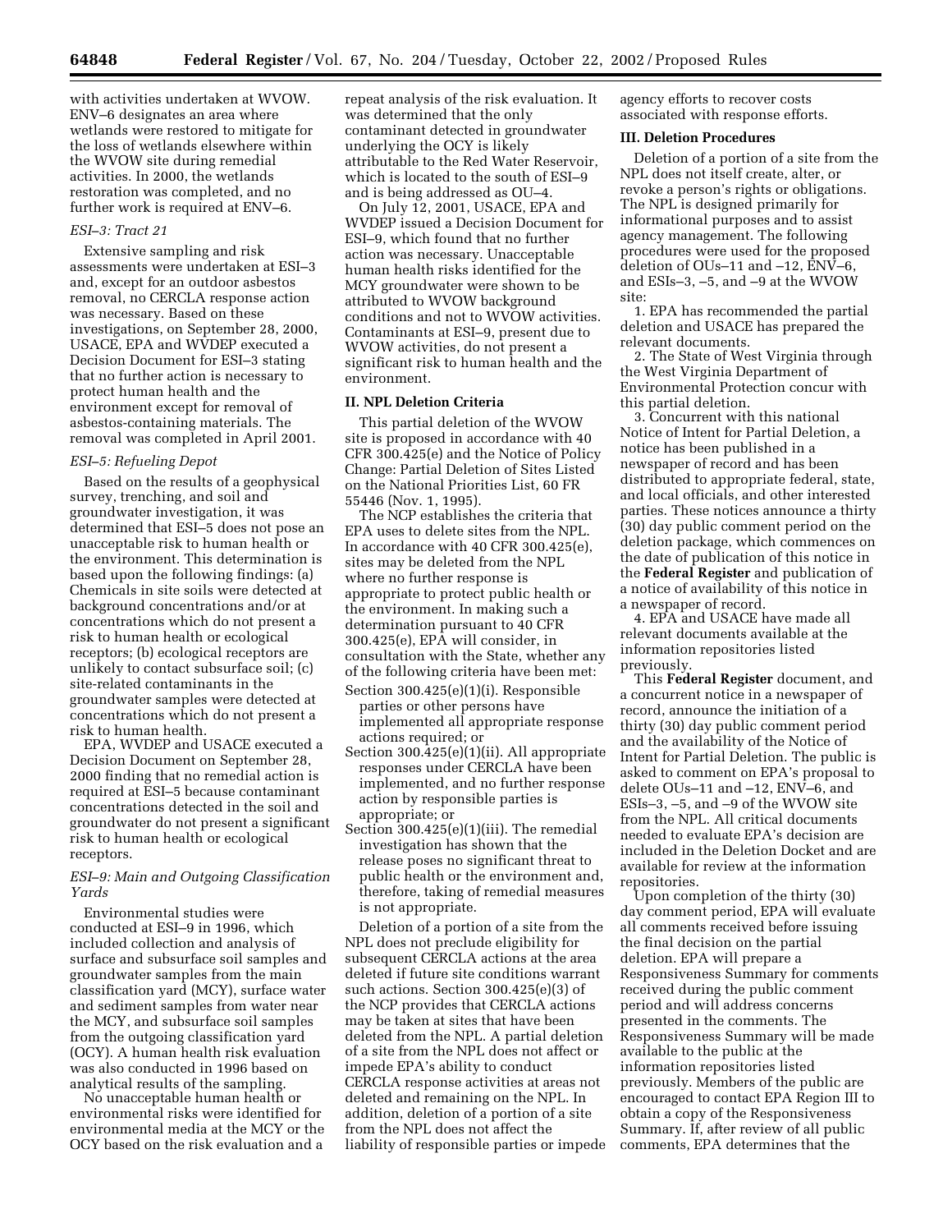with activities undertaken at WVOW. ENV–6 designates an area where wetlands were restored to mitigate for the loss of wetlands elsewhere within the WVOW site during remedial activities. In 2000, the wetlands restoration was completed, and no further work is required at ENV–6.

### *ESI–3: Tract 21*

Extensive sampling and risk assessments were undertaken at ESI–3 and, except for an outdoor asbestos removal, no CERCLA response action was necessary. Based on these investigations, on September 28, 2000, USACE, EPA and WVDEP executed a Decision Document for ESI–3 stating that no further action is necessary to protect human health and the environment except for removal of asbestos-containing materials. The removal was completed in April 2001.

### *ESI–5: Refueling Depot*

Based on the results of a geophysical survey, trenching, and soil and groundwater investigation, it was determined that ESI–5 does not pose an unacceptable risk to human health or the environment. This determination is based upon the following findings: (a) Chemicals in site soils were detected at background concentrations and/or at concentrations which do not present a risk to human health or ecological receptors; (b) ecological receptors are unlikely to contact subsurface soil; (c) site-related contaminants in the groundwater samples were detected at concentrations which do not present a risk to human health.

EPA, WVDEP and USACE executed a Decision Document on September 28, 2000 finding that no remedial action is required at ESI–5 because contaminant concentrations detected in the soil and groundwater do not present a significant risk to human health or ecological receptors.

### *ESI–9: Main and Outgoing Classification Yards*

Environmental studies were conducted at ESI–9 in 1996, which included collection and analysis of surface and subsurface soil samples and groundwater samples from the main classification yard (MCY), surface water and sediment samples from water near the MCY, and subsurface soil samples from the outgoing classification yard (OCY). A human health risk evaluation was also conducted in 1996 based on analytical results of the sampling.

No unacceptable human health or environmental risks were identified for environmental media at the MCY or the OCY based on the risk evaluation and a repeat analysis of the risk evaluation. It was determined that the only contaminant detected in groundwater underlying the OCY is likely attributable to the Red Water Reservoir, which is located to the south of ESI–9 and is being addressed as OU–4.

On July 12, 2001, USACE, EPA and WVDEP issued a Decision Document for ESI–9, which found that no further action was necessary. Unacceptable human health risks identified for the MCY groundwater were shown to be attributed to WVOW background conditions and not to WVOW activities. Contaminants at ESI–9, present due to WVOW activities, do not present a significant risk to human health and the environment.

## II. NPL Deletion Criteria

This partial deletion of the WVOW site is proposed in accordance with 40 CFR 300.425(e) and the Notice of Policy Change: Partial Deletion of Sites Listed on the National Priorities List, 60 FR 55446 (Nov. 1, 1995).

The NCP establishes the criteria that EPA uses to delete sites from the NPL. In accordance with 40 CFR 300.425(e), sites may be deleted from the NPL where no further response is appropriate to protect public health or the environment. In making such a determination pursuant to 40 CFR 300.425(e), EPA will consider, in consultation with the State, whether any of the following criteria have been met:

Section 300.425(e)(1)(i). Responsible parties or other persons have implemented all appropriate response actions required; or

Section 300.425(e)(1)(ii). All appropriate responses under CERCLA have been implemented, and no further response action by responsible parties is appropriate; or

Section 300.425(e)(1)(iii). The remedial investigation has shown that the release poses no significant threat to public health or the environment and, therefore, taking of remedial measures is not appropriate.

Deletion of a portion of a site from the NPL does not preclude eligibility for subsequent CERCLA actions at the area deleted if future site conditions warrant such actions. Section 300.425(e)(3) of the NCP provides that CERCLA actions may be taken at sites that have been deleted from the NPL. A partial deletion of a site from the NPL does not affect or impede EPA's ability to conduct CERCLA response activities at areas not deleted and remaining on the NPL. In addition, deletion of a portion of a site from the NPL does not affect the liability of responsible parties or impede agency efforts to recover costs associated with response efforts.

## III. Deletion Procedures

Deletion of a portion of a site from the NPL does not itself create, alter, or revoke a person's rights or obligations. The NPL is designed primarily for informational purposes and to assist agency management. The following procedures were used for the proposed deletion of OUs–11 and –12, ENV–6, and ESIs–3, –5, and –9 at the WVOW site:

1. EPA has recommended the partial deletion and USACE has prepared the relevant documents.
2. The State of West Virginia through the West Virginia Department of Environmental Protection concur with this partial deletion.
3. Concurrent with this national Notice of Intent for Partial Deletion, a notice has been published in a newspaper of record and has been distributed to appropriate federal, state, and local officials, and other interested parties. These notices announce a thirty (30) day public comment period on the deletion package, which commences on the date of publication of this notice in the **Federal Register** and publication of a notice of availability of this notice in a newspaper of record.
4. EPA and USACE have made all relevant documents available at the information repositories listed previously.

This **Federal Register** document, and a concurrent notice in a newspaper of record, announce the initiation of a thirty (30) day public comment period and the availability of the Notice of Intent for Partial Deletion. The public is asked to comment on EPA's proposal to delete OUs–11 and –12, ENV–6, and ESIs–3, –5, and –9 of the WVOW site from the NPL. All critical documents needed to evaluate EPA's decision are included in the Deletion Docket and are available for review at the information repositories.

Upon completion of the thirty (30) day comment period, EPA will evaluate all comments received before issuing the final decision on the partial deletion. EPA will prepare a Responsiveness Summary for comments received during the public comment period and will address concerns presented in the comments. The Responsiveness Summary will be made available to the public at the information repositories listed previously. Members of the public are encouraged to contact EPA Region III to obtain a copy of the Responsiveness Summary. If, after review of all public comments, EPA determines that the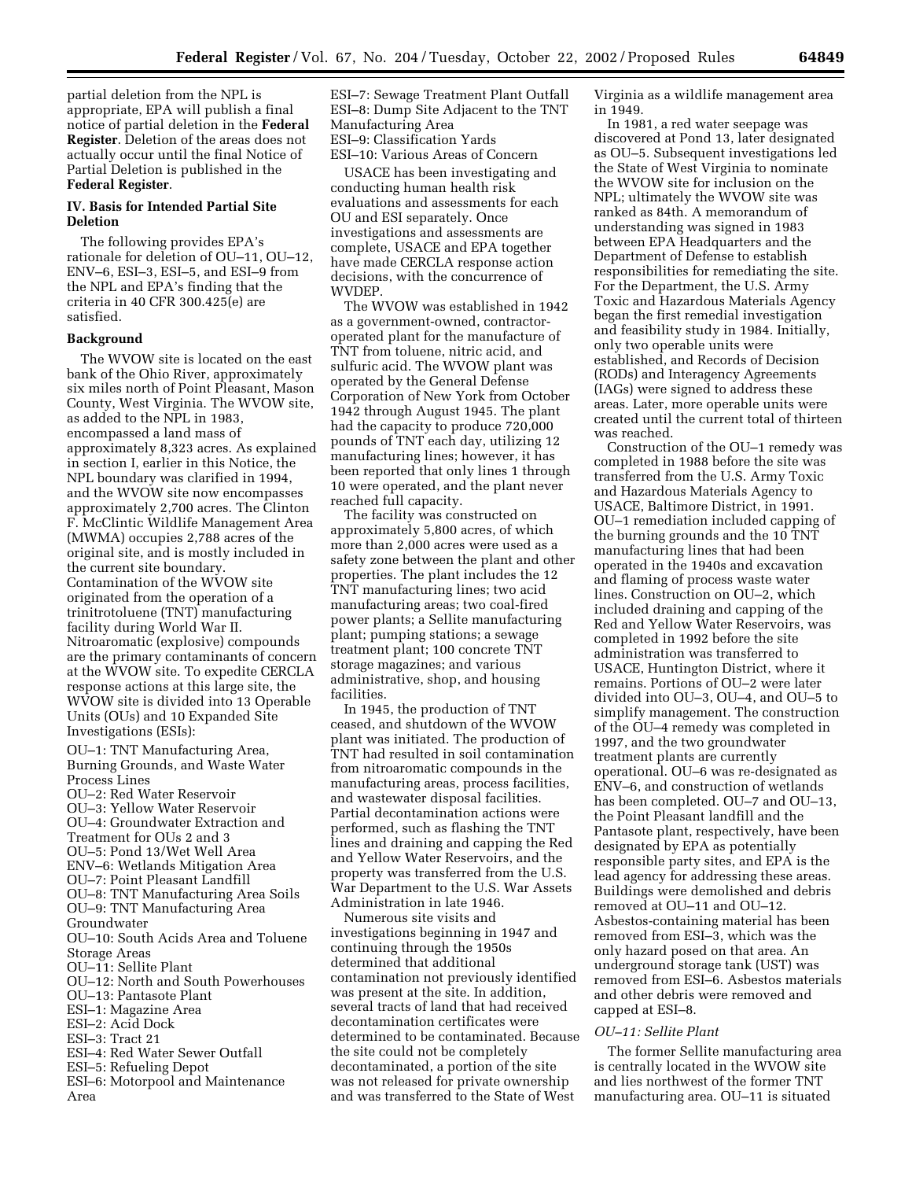partial deletion from the NPL is appropriate, EPA will publish a final notice of partial deletion in the **Federal Register**. Deletion of the areas does not actually occur until the final Notice of Partial Deletion is published in the **Federal Register**.

## IV. Basis for Intended Partial Site Deletion

The following provides EPA's rationale for deletion of OU–11, OU–12, ENV–6, ESI–3, ESI–5, and ESI–9 from the NPL and EPA's finding that the criteria in 40 CFR 300.425(e) are satisfied.

### Background

The WVOW site is located on the east bank of the Ohio River, approximately six miles north of Point Pleasant, Mason County, West Virginia. The WVOW site, as added to the NPL in 1983, encompassed a land mass of approximately 8,323 acres. As explained in section I, earlier in this Notice, the NPL boundary was clarified in 1994, and the WVOW site now encompasses approximately 2,700 acres. The Clinton F. McClintic Wildlife Management Area (MWMA) occupies 2,788 acres of the original site, and is mostly included in the current site boundary. Contamination of the WVOW site originated from the operation of a trinitrotoluene (TNT) manufacturing facility during World War II. Nitroaromatic (explosive) compounds are the primary contaminants of concern at the WVOW site. To expedite CERCLA response actions at this large site, the WVOW site is divided into 13 Operable Units (OUs) and 10 Expanded Site Investigations (ESIs):

OU–1: TNT Manufacturing Area, Burning Grounds, and Waste Water Process Lines
OU–2: Red Water Reservoir
OU–3: Yellow Water Reservoir
OU–4: Groundwater Extraction and Treatment for OUs 2 and 3
OU–5: Pond 13/Wet Well Area
ENV–6: Wetlands Mitigation Area
OU–7: Point Pleasant Landfill
OU–8: TNT Manufacturing Area Soils
OU–9: TNT Manufacturing Area Groundwater
OU–10: South Acids Area and Toluene Storage Areas
OU–11: Sellite Plant
OU–12: North and South Powerhouses
OU–13: Pantasote Plant
ESI–1: Magazine Area
ESI–2: Acid Dock
ESI–3: Tract 21
ESI–4: Red Water Sewer Outfall
ESI–5: Refueling Depot
ESI–6: Motorpool and Maintenance Area
ESI–7: Sewage Treatment Plant Outfall
ESI–8: Dump Site Adjacent to the TNT Manufacturing Area
ESI–9: Classification Yards
ESI–10: Various Areas of Concern

USACE has been investigating and conducting human health risk evaluations and assessments for each OU and ESI separately. Once investigations and assessments are complete, USACE and EPA together have made CERCLA response action decisions, with the concurrence of WVDEP.

The WVOW was established in 1942 as a government-owned, contractor-operated plant for the manufacture of TNT from toluene, nitric acid, and sulfuric acid. The WVOW plant was operated by the General Defense Corporation of New York from October 1942 through August 1945. The plant had the capacity to produce 720,000 pounds of TNT each day, utilizing 12 manufacturing lines; however, it has been reported that only lines 1 through 10 were operated, and the plant never reached full capacity.

The facility was constructed on approximately 5,800 acres, of which more than 2,000 acres were used as a safety zone between the plant and other properties. The plant includes the 12 TNT manufacturing lines; two acid manufacturing areas; two coal-fired power plants; a Sellite manufacturing plant; pumping stations; a sewage treatment plant; 100 concrete TNT storage magazines; and various administrative, shop, and housing facilities.

In 1945, the production of TNT ceased, and shutdown of the WVOW plant was initiated. The production of TNT had resulted in soil contamination from nitroaromatic compounds in the manufacturing areas, process facilities, and wastewater disposal facilities. Partial decontamination actions were performed, such as flashing the TNT lines and draining and capping the Red and Yellow Water Reservoirs, and the property was transferred from the U.S. War Department to the U.S. War Assets Administration in late 1946.

Numerous site visits and investigations beginning in 1947 and continuing through the 1950s determined that additional contamination not previously identified was present at the site. In addition, several tracts of land that had received decontamination certificates were determined to be contaminated. Because the site could not be completely decontaminated, a portion of the site was not released for private ownership and was transferred to the State of West Virginia as a wildlife management area in 1949.

In 1981, a red water seepage was discovered at Pond 13, later designated as OU–5. Subsequent investigations led the State of West Virginia to nominate the WVOW site for inclusion on the NPL; ultimately the WVOW site was ranked as 84th. A memorandum of understanding was signed in 1983 between EPA Headquarters and the Department of Defense to establish responsibilities for remediating the site. For the Department, the U.S. Army Toxic and Hazardous Materials Agency began the first remedial investigation and feasibility study in 1984. Initially, only two operable units were established, and Records of Decision (RODs) and Interagency Agreements (IAGs) were signed to address these areas. Later, more operable units were created until the current total of thirteen was reached.

Construction of the OU–1 remedy was completed in 1988 before the site was transferred from the U.S. Army Toxic and Hazardous Materials Agency to USACE, Baltimore District, in 1991. OU–1 remediation included capping of the burning grounds and the 10 TNT manufacturing lines that had been operated in the 1940s and excavation and flaming of process waste water lines. Construction on OU–2, which included draining and capping of the Red and Yellow Water Reservoirs, was completed in 1992 before the site administration was transferred to USACE, Huntington District, where it remains. Portions of OU–2 were later divided into OU–3, OU–4, and OU–5 to simplify management. The construction of the OU–4 remedy was completed in 1997, and the two groundwater treatment plants are currently operational. OU–6 was re-designated as ENV–6, and construction of wetlands has been completed. OU–7 and OU–13, the Point Pleasant landfill and the Pantasote plant, respectively, have been designated by EPA as potentially responsible party sites, and EPA is the lead agency for addressing these areas. Buildings were demolished and debris removed at OU–11 and OU–12. Asbestos-containing material has been removed from ESI–3, which was the only hazard posed on that area. An underground storage tank (UST) was removed from ESI–6. Asbestos materials and other debris were removed and capped at ESI–8.

### *OU–11: Sellite Plant*

The former Sellite manufacturing area is centrally located in the WVOW site and lies northwest of the former TNT manufacturing area. OU–11 is situated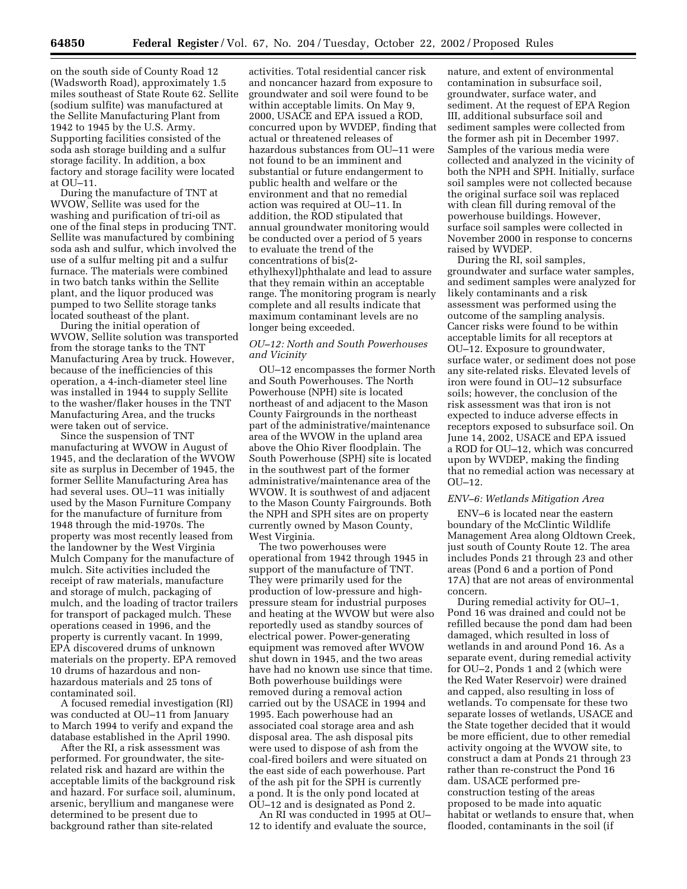on the south side of County Road 12 (Wadsworth Road), approximately 1.5 miles southeast of State Route 62. Sellite (sodium sulfite) was manufactured at the Sellite Manufacturing Plant from 1942 to 1945 by the U.S. Army. Supporting facilities consisted of the soda ash storage building and a sulfur storage facility. In addition, a box factory and storage facility were located at OU–11.

During the manufacture of TNT at WVOW, Sellite was used for the washing and purification of tri-oil as one of the final steps in producing TNT. Sellite was manufactured by combining soda ash and sulfur, which involved the use of a sulfur melting pit and a sulfur furnace. The materials were combined in two batch tanks within the Sellite plant, and the liquor produced was pumped to two Sellite storage tanks located southeast of the plant.

During the initial operation of WVOW, Sellite solution was transported from the storage tanks to the TNT Manufacturing Area by truck. However, because of the inefficiencies of this operation, a 4-inch-diameter steel line was installed in 1944 to supply Sellite to the washer/flaker houses in the TNT Manufacturing Area, and the trucks were taken out of service.

Since the suspension of TNT manufacturing at WVOW in August of 1945, and the declaration of the WVOW site as surplus in December of 1945, the former Sellite Manufacturing Area has had several uses. OU–11 was initially used by the Mason Furniture Company for the manufacture of furniture from 1948 through the mid-1970s. The property was most recently leased from the landowner by the West Virginia Mulch Company for the manufacture of mulch. Site activities included the receipt of raw materials, manufacture and storage of mulch, packaging of mulch, and the loading of tractor trailers for transport of packaged mulch. These operations ceased in 1996, and the property is currently vacant. In 1999, EPA discovered drums of unknown materials on the property. EPA removed 10 drums of hazardous and non-hazardous materials and 25 tons of contaminated soil.

A focused remedial investigation (RI) was conducted at OU–11 from January to March 1994 to verify and expand the database established in the April 1990.

After the RI, a risk assessment was performed. For groundwater, the site-related risk and hazard are within the acceptable limits of the background risk and hazard. For surface soil, aluminum, arsenic, beryllium and manganese were determined to be present due to background rather than site-related activities. Total residential cancer risk and noncancer hazard from exposure to groundwater and soil were found to be within acceptable limits. On May 9, 2000, USACE and EPA issued a ROD, concurred upon by WVDEP, finding that actual or threatened releases of hazardous substances from OU–11 were not found to be an imminent and substantial or future endangerment to public health and welfare or the environment and that no remedial action was required at OU–11. In addition, the ROD stipulated that annual groundwater monitoring would be conducted over a period of 5 years to evaluate the trend of the concentrations of bis(2-ethylhexyl)phthalate and lead to assure that they remain within an acceptable range. The monitoring program is nearly complete and all results indicate that maximum contaminant levels are no longer being exceeded.

### *OU–12: North and South Powerhouses and Vicinity*

OU–12 encompasses the former North and South Powerhouses. The North Powerhouse (NPH) site is located northeast of and adjacent to the Mason County Fairgrounds in the northeast part of the administrative/maintenance area of the WVOW in the upland area above the Ohio River floodplain. The South Powerhouse (SPH) site is located in the southwest part of the former administrative/maintenance area of the WVOW. It is southwest of and adjacent to the Mason County Fairgrounds. Both the NPH and SPH sites are on property currently owned by Mason County, West Virginia.

The two powerhouses were operational from 1942 through 1945 in support of the manufacture of TNT. They were primarily used for the production of low-pressure and high-pressure steam for industrial purposes and heating at the WVOW but were also reportedly used as standby sources of electrical power. Power-generating equipment was removed after WVOW shut down in 1945, and the two areas have had no known use since that time. Both powerhouse buildings were removed during a removal action carried out by the USACE in 1994 and 1995. Each powerhouse had an associated coal storage area and ash disposal area. The ash disposal pits were used to dispose of ash from the coal-fired boilers and were situated on the east side of each powerhouse. Part of the ash pit for the SPH is currently a pond. It is the only pond located at OU–12 and is designated as Pond 2.

An RI was conducted in 1995 at OU–12 to identify and evaluate the source, nature, and extent of environmental contamination in subsurface soil, groundwater, surface water, and sediment. At the request of EPA Region III, additional subsurface soil and sediment samples were collected from the former ash pit in December 1997. Samples of the various media were collected and analyzed in the vicinity of both the NPH and SPH. Initially, surface soil samples were not collected because the original surface soil was replaced with clean fill during removal of the powerhouse buildings. However, surface soil samples were collected in November 2000 in response to concerns raised by WVDEP.

During the RI, soil samples, groundwater and surface water samples, and sediment samples were analyzed for likely contaminants and a risk assessment was performed using the outcome of the sampling analysis. Cancer risks were found to be within acceptable limits for all receptors at OU–12. Exposure to groundwater, surface water, or sediment does not pose any site-related risks. Elevated levels of iron were found in OU–12 subsurface soils; however, the conclusion of the risk assessment was that iron is not expected to induce adverse effects in receptors exposed to subsurface soil. On June 14, 2002, USACE and EPA issued a ROD for OU–12, which was concurred upon by WVDEP, making the finding that no remedial action was necessary at OU–12.

### *ENV–6: Wetlands Mitigation Area*

ENV–6 is located near the eastern boundary of the McClintic Wildlife Management Area along Oldtown Creek, just south of County Route 12. The area includes Ponds 21 through 23 and other areas (Pond 6 and a portion of Pond 17A) that are not areas of environmental concern.

During remedial activity for OU–1, Pond 16 was drained and could not be refilled because the pond dam had been damaged, which resulted in loss of wetlands in and around Pond 16. As a separate event, during remedial activity for OU–2, Ponds 1 and 2 (which were the Red Water Reservoir) were drained and capped, also resulting in loss of wetlands. To compensate for these two separate losses of wetlands, USACE and the State together decided that it would be more efficient, due to other remedial activity ongoing at the WVOW site, to construct a dam at Ponds 21 through 23 rather than re-construct the Pond 16 dam. USACE performed pre-construction testing of the areas proposed to be made into aquatic habitat or wetlands to ensure that, when flooded, contaminants in the soil (if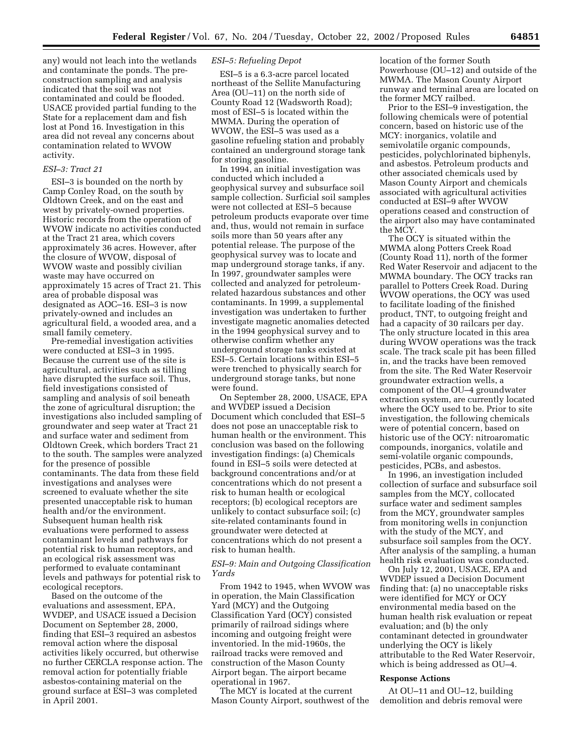any) would not leach into the wetlands and contaminate the ponds. The pre-construction sampling and analysis indicated that the soil was not contaminated and could be flooded. USACE provided partial funding to the State for a replacement dam and fish lost at Pond 16. Investigation in this area did not reveal any concerns about contamination related to WVOW activity.

*ESI–3: Tract 21*

ESI–3 is bounded on the north by Camp Conley Road, on the south by Oldtown Creek, and on the east and west by privately-owned properties. Historic records from the operation of WVOW indicate no activities conducted at the Tract 21 area, which covers approximately 36 acres. However, after the closure of WVOW, disposal of WVOW waste and possibly civilian waste may have occurred on approximately 15 acres of Tract 21. This area of probable disposal was designated as AOC–16. ESI–3 is now privately-owned and includes an agricultural field, a wooded area, and a small family cemetery.

Pre-remedial investigation activities were conducted at ESI–3 in 1995. Because the current use of the site is agricultural, activities such as tilling have disrupted the surface soil. Thus, field investigations consisted of sampling and analysis of soil beneath the zone of agricultural disruption; the investigations also included sampling of groundwater and seep water at Tract 21 and surface water and sediment from Oldtown Creek, which borders Tract 21 to the south. The samples were analyzed for the presence of possible contaminants. The data from these field investigations and analyses were screened to evaluate whether the site presented unacceptable risk to human health and/or the environment. Subsequent human health risk evaluations were performed to assess contaminant levels and pathways for potential risk to human receptors, and an ecological risk assessment was performed to evaluate contaminant levels and pathways for potential risk to ecological receptors.

Based on the outcome of the evaluations and assessment, EPA, WVDEP, and USACE issued a Decision Document on September 28, 2000, finding that ESI–3 required an asbestos removal action where the disposal activities likely occurred, but otherwise no further CERCLA response action. The removal action for potentially friable asbestos-containing material on the ground surface at ESI–3 was completed in April 2001.

*ESI–5: Refueling Depot*

ESI–5 is a 6.3-acre parcel located northeast of the Sellite Manufacturing Area (OU–11) on the north side of County Road 12 (Wadsworth Road); most of ESI–5 is located within the MWMA. During the operation of WVOW, the ESI–5 was used as a gasoline refueling station and probably contained an underground storage tank for storing gasoline.

In 1994, an initial investigation was conducted which included a geophysical survey and subsurface soil sample collection. Surficial soil samples were not collected at ESI–5 because petroleum products evaporate over time and, thus, would not remain in surface soils more than 50 years after any potential release. The purpose of the geophysical survey was to locate and map underground storage tanks, if any. In 1997, groundwater samples were collected and analyzed for petroleum-related hazardous substances and other contaminants. In 1999, a supplemental investigation was undertaken to further investigate magnetic anomalies detected in the 1994 geophysical survey and to otherwise confirm whether any underground storage tanks existed at ESI–5. Certain locations within ESI–5 were trenched to physically search for underground storage tanks, but none were found.

On September 28, 2000, USACE, EPA and WVDEP issued a Decision Document which concluded that ESI–5 does not pose an unacceptable risk to human health or the environment. This conclusion was based on the following investigation findings: (a) Chemicals found in ESI–5 soils were detected at background concentrations and/or at concentrations which do not present a risk to human health or ecological receptors; (b) ecological receptors are unlikely to contact subsurface soil; (c) site-related contaminants found in groundwater were detected at concentrations which do not present a risk to human health.

*ESI–9: Main and Outgoing Classification Yards*

From 1942 to 1945, when WVOW was in operation, the Main Classification Yard (MCY) and the Outgoing Classification Yard (OCY) consisted primarily of railroad sidings where incoming and outgoing freight were inventoried. In the mid-1960s, the railroad tracks were removed and construction of the Mason County Airport began. The airport became operational in 1967.

The MCY is located at the current Mason County Airport, southwest of the location of the former South Powerhouse (OU–12) and outside of the MWMA. The Mason County Airport runway and terminal area are located on the former MCY railbed.

Prior to the ESI–9 investigation, the following chemicals were of potential concern, based on historic use of the MCY: inorganics, volatile and semivolatile organic compounds, pesticides, polychlorinated biphenyls, and asbestos. Petroleum products and other associated chemicals used by Mason County Airport and chemicals associated with agricultural activities conducted at ESI–9 after WVOW operations ceased and construction of the airport also may have contaminated the MCY.

The OCY is situated within the MWMA along Potters Creek Road (County Road 11), north of the former Red Water Reservoir and adjacent to the MWMA boundary. The OCY tracks ran parallel to Potters Creek Road. During WVOW operations, the OCY was used to facilitate loading of the finished product, TNT, to outgoing freight and had a capacity of 30 railcars per day. The only structure located in this area during WVOW operations was the track scale. The track scale pit has been filled in, and the tracks have been removed from the site. The Red Water Reservoir groundwater extraction wells, a component of the OU–4 groundwater extraction system, are currently located where the OCY used to be. Prior to site investigation, the following chemicals were of potential concern, based on historic use of the OCY: nitroaromatic compounds, inorganics, volatile and semi-volatile organic compounds, pesticides, PCBs, and asbestos.

In 1996, an investigation included collection of surface and subsurface soil samples from the MCY, collocated surface water and sediment samples from the MCY, groundwater samples from monitoring wells in conjunction with the study of the MCY, and subsurface soil samples from the OCY. After analysis of the sampling, a human health risk evaluation was conducted.

On July 12, 2001, USACE, EPA and WVDEP issued a Decision Document finding that: (a) no unacceptable risks were identified for MCY or OCY environmental media based on the human health risk evaluation or repeat evaluation; and (b) the only contaminant detected in groundwater underlying the OCY is likely attributable to the Red Water Reservoir, which is being addressed as OU–4.

**Response Actions**

At OU–11 and OU–12, building demolition and debris removal were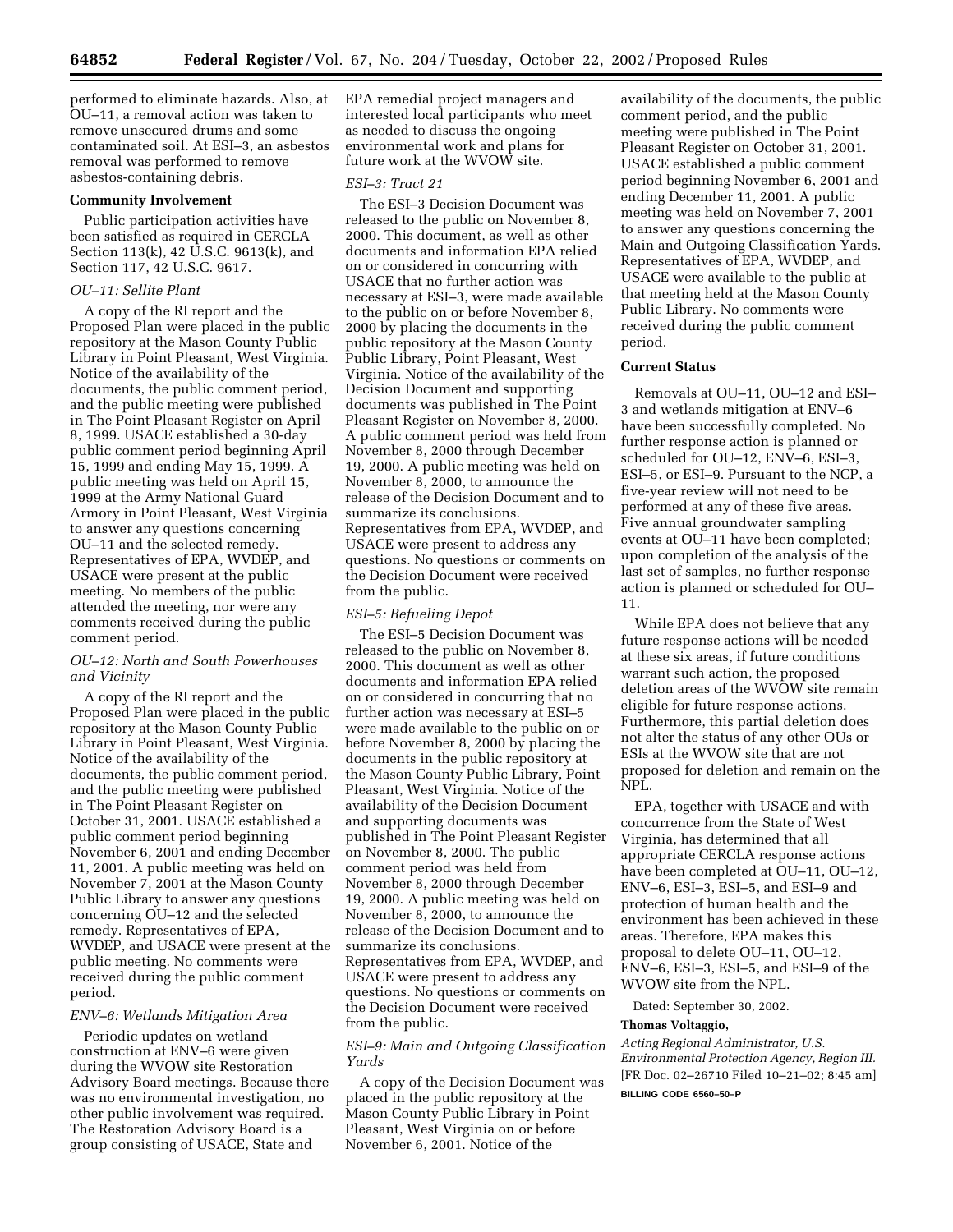performed to eliminate hazards. Also, at OU–11, a removal action was taken to remove unsecured drums and some contaminated soil. At ESI–3, an asbestos removal was performed to remove asbestos-containing debris.

**Community Involvement**

Public participation activities have been satisfied as required in CERCLA Section 113(k), 42 U.S.C. 9613(k), and Section 117, 42 U.S.C. 9617.

*OU–11: Sellite Plant*

A copy of the RI report and the Proposed Plan were placed in the public repository at the Mason County Public Library in Point Pleasant, West Virginia. Notice of the availability of the documents, the public comment period, and the public meeting were published in The Point Pleasant Register on April 8, 1999. USACE established a 30-day public comment period beginning April 15, 1999 and ending May 15, 1999. A public meeting was held on April 15, 1999 at the Army National Guard Armory in Point Pleasant, West Virginia to answer any questions concerning OU–11 and the selected remedy. Representatives of EPA, WVDEP, and USACE were present at the public meeting. No members of the public attended the meeting, nor were any comments received during the public comment period.

*OU–12: North and South Powerhouses and Vicinity*

A copy of the RI report and the Proposed Plan were placed in the public repository at the Mason County Public Library in Point Pleasant, West Virginia. Notice of the availability of the documents, the public comment period, and the public meeting were published in The Point Pleasant Register on October 31, 2001. USACE established a public comment period beginning November 6, 2001 and ending December 11, 2001. A public meeting was held on November 7, 2001 at the Mason County Public Library to answer any questions concerning OU–12 and the selected remedy. Representatives of EPA, WVDEP, and USACE were present at the public meeting. No comments were received during the public comment period.

*ENV–6: Wetlands Mitigation Area*

Periodic updates on wetland construction at ENV–6 were given during the WVOW site Restoration Advisory Board meetings. Because there was no environmental investigation, no other public involvement was required. The Restoration Advisory Board is a group consisting of USACE, State and EPA remedial project managers and interested local participants who meet as needed to discuss the ongoing environmental work and plans for future work at the WVOW site.

*ESI–3: Tract 21*

The ESI–3 Decision Document was released to the public on November 8, 2000. This document, as well as other documents and information EPA relied on or considered in concurring with USACE that no further action was necessary at ESI–3, were made available to the public on or before November 8, 2000 by placing the documents in the public repository at the Mason County Public Library, Point Pleasant, West Virginia. Notice of the availability of the Decision Document and supporting documents was published in The Point Pleasant Register on November 8, 2000. A public comment period was held from November 8, 2000 through December 19, 2000. A public meeting was held on November 8, 2000, to announce the release of the Decision Document and to summarize its conclusions. Representatives from EPA, WVDEP, and USACE were present to address any questions. No questions or comments on the Decision Document were received from the public.

*ESI–5: Refueling Depot*

The ESI–5 Decision Document was released to the public on November 8, 2000. This document as well as other documents and information EPA relied on or considered in concurring that no further action was necessary at ESI–5 were made available to the public on or before November 8, 2000 by placing the documents in the public repository at the Mason County Public Library, Point Pleasant, West Virginia. Notice of the availability of the Decision Document and supporting documents was published in The Point Pleasant Register on November 8, 2000. The public comment period was held from November 8, 2000 through December 19, 2000. A public meeting was held on November 8, 2000, to announce the release of the Decision Document and to summarize its conclusions. Representatives from EPA, WVDEP, and USACE were present to address any questions. No questions or comments on the Decision Document were received from the public.

*ESI–9: Main and Outgoing Classification Yards*

A copy of the Decision Document was placed in the public repository at the Mason County Public Library in Point Pleasant, West Virginia on or before November 6, 2001. Notice of the availability of the documents, the public comment period, and the public meeting were published in The Point Pleasant Register on October 31, 2001. USACE established a public comment period beginning November 6, 2001 and ending December 11, 2001. A public meeting was held on November 7, 2001 to answer any questions concerning the Main and Outgoing Classification Yards. Representatives of EPA, WVDEP, and USACE were available to the public at that meeting held at the Mason County Public Library. No comments were received during the public comment period.

**Current Status**

Removals at OU–11, OU–12 and ESI–3 and wetlands mitigation at ENV–6 have been successfully completed. No further response action is planned or scheduled for OU–12, ENV–6, ESI–3, ESI–5, or ESI–9. Pursuant to the NCP, a five-year review will not need to be performed at any of these five areas. Five annual groundwater sampling events at OU–11 have been completed; upon completion of the analysis of the last set of samples, no further response action is planned or scheduled for OU–11.

While EPA does not believe that any future response actions will be needed at these six areas, if future conditions warrant such action, the proposed deletion areas of the WVOW site remain eligible for future response actions. Furthermore, this partial deletion does not alter the status of any other OUs or ESIs at the WVOW site that are not proposed for deletion and remain on the NPL.

EPA, together with USACE and with concurrence from the State of West Virginia, has determined that all appropriate CERCLA response actions have been completed at OU–11, OU–12, ENV–6, ESI–3, ESI–5, and ESI–9 and protection of human health and the environment has been achieved in these areas. Therefore, EPA makes this proposal to delete OU–11, OU–12, ENV–6, ESI–3, ESI–5, and ESI–9 of the WVOW site from the NPL.

Dated: September 30, 2002.

**Thomas Voltaggio,**

*Acting Regional Administrator, U.S. Environmental Protection Agency, Region III.*

[FR Doc. 02–26710 Filed 10–21–02; 8:45 am]

**BILLING CODE 6560–50–P**